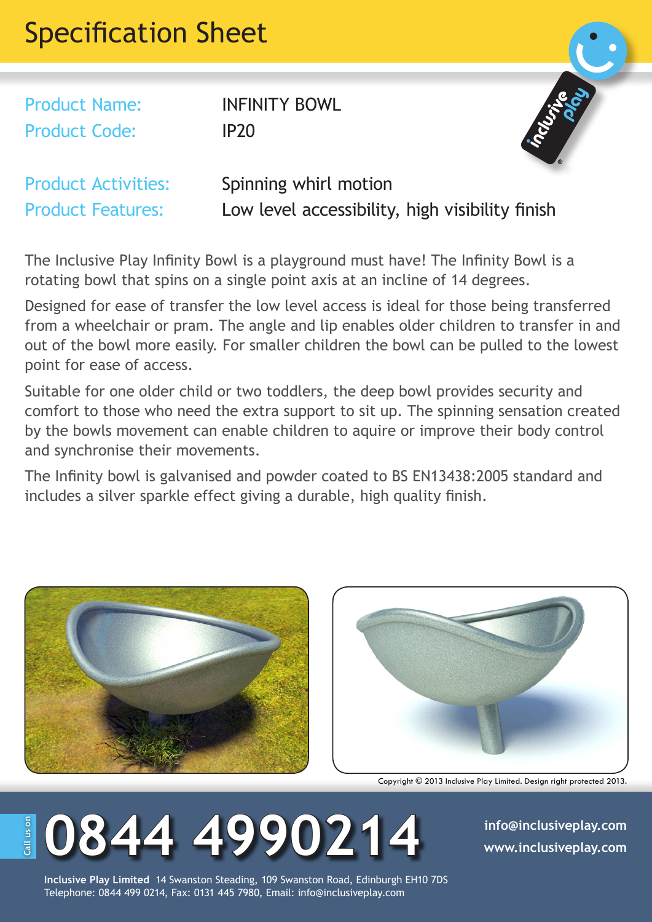# Specification Sheet

| | |
|---|---|
| Product Name: | INFINITY BOWL |
| Product Code: | IP20 |
| Product Activities: | Spinning whirl motion |
| Product Features: | Low level accessibility, high visibility finish |

The Inclusive Play Infinity Bowl is a playground must have! The Infinity Bowl is a rotating bowl that spins on a single point axis at an incline of 14 degrees.

Designed for ease of transfer the low level access is ideal for those being transferred from a wheelchair or pram. The angle and lip enables older children to transfer in and out of the bowl more easily. For smaller children the bowl can be pulled to the lowest point for ease of access.

Suitable for one older child or two toddlers, the deep bowl provides security and comfort to those who need the extra support to sit up. The spinning sensation created by the bowls movement can enable children to aquire or improve their body control and synchronise their movements.

The Infinity bowl is galvanised and powder coated to BS EN13438:2005 standard and includes a silver sparkle effect giving a durable, high quality finish.

Copyright © 2013 Inclusive Play Limited. Design right protected 2013.

Call us on **0844 4990214**

info@inclusiveplay.com
www.inclusiveplay.com

**Inclusive Play Limited** 14 Swanston Steading, 109 Swanston Road, Edinburgh EH10 7DS
Telephone: 0844 499 0214, Fax: 0131 445 7980, Email: info@inclusiveplay.com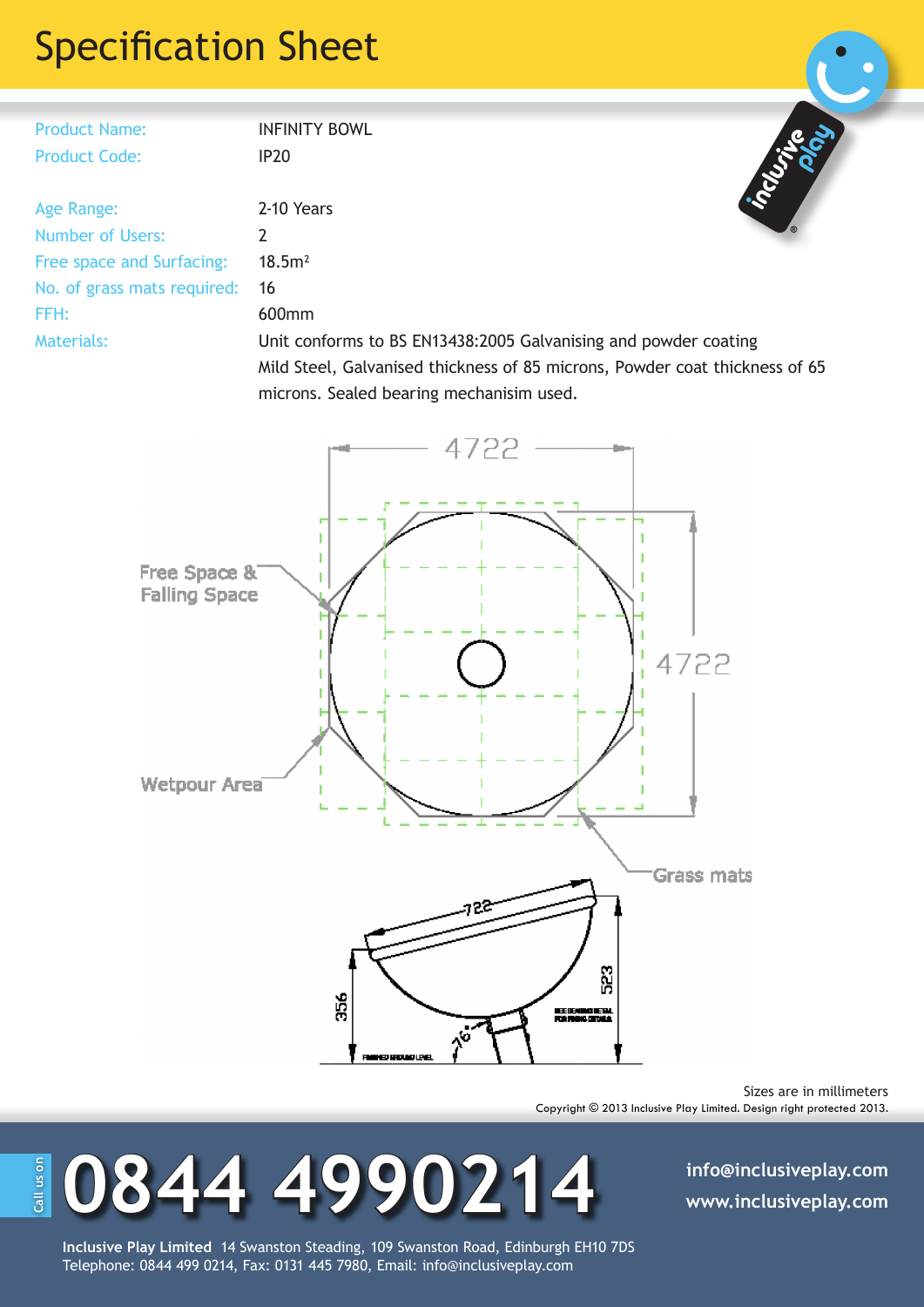# Specification Sheet

| | |
|---|---|
| Product Name: | INFINITY BOWL |
| Product Code: | IP20 |
| Age Range: | 2-10 Years |
| Number of Users: | 2 |
| Free space and Surfacing: | 18.5m$^2$ |
| No. of grass mats required: | 16 |
| FFH: | 600mm |
| Materials: | Unit conforms to BS EN13438:2005 Galvanising and powder coating Mild Steel, Galvanised thickness of 85 microns, Powder coat thickness of 65 microns. Sealed bearing mechanisim used. |

4722

4722

Free Space & Falling Space

Wetpour Area

Grass mats

722

356

523

76

SEE BEARING DETAIL FOR FIXING DETAILS

FINISHED GROUND LEVEL

Sizes are in millimeters

Copyright © 2013 Inclusive Play Limited. Design right protected 2013.

Call us on **0844 4990214**

info@inclusiveplay.com

www.inclusiveplay.com

**Inclusive Play Limited** 14 Swanston Steading, 109 Swanston Road, Edinburgh EH10 7DS
Telephone: 0844 499 0214, Fax: 0131 445 7980, Email: info@inclusiveplay.com